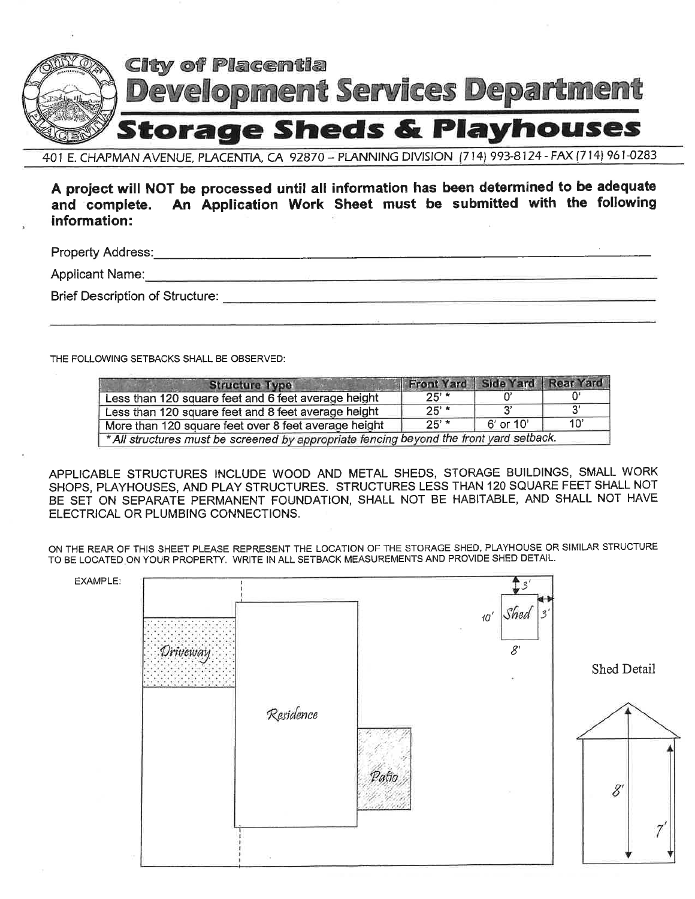# City of Placentia
## Development Services Department
## Storage Sheds & Playhouses

401 E. CHAPMAN AVENUE, PLACENTIA, CA 92870 – PLANNING DIVISION (714) 993-8124 - FAX (714) 961-0283

**A project will NOT be processed until all information has been determined to be adequate and complete. An Application Work Sheet must be submitted with the following information:**

Property Address: ____________________________________________

Applicant Name: ____________________________________________

Brief Description of Structure: ____________________________________________

____________________________________________

THE FOLLOWING SETBACKS SHALL BE OBSERVED:

| Structure Type | Front Yard | Side Yard | Rear Yard |
|---|---|---|---|
| Less than 120 square feet and 6 feet average height | 25' * | 0' | 0' |
| Less than 120 square feet and 8 feet average height | 25' * | 3' | 3' |
| More than 120 square feet over 8 feet average height | 25' * | 6' or 10' | 10' |
| *\* All structures must be screened by appropriate fencing beyond the front yard setback.* | | | |

APPLICABLE STRUCTURES INCLUDE WOOD AND METAL SHEDS, STORAGE BUILDINGS, SMALL WORK SHOPS, PLAYHOUSES, AND PLAY STRUCTURES. STRUCTURES LESS THAN 120 SQUARE FEET SHALL NOT BE SET ON SEPARATE PERMANENT FOUNDATION, SHALL NOT BE HABITABLE, AND SHALL NOT HAVE ELECTRICAL OR PLUMBING CONNECTIONS.

ON THE REAR OF THIS SHEET PLEASE REPRESENT THE LOCATION OF THE STORAGE SHED, PLAYHOUSE OR SIMILAR STRUCTURE TO BE LOCATED ON YOUR PROPERTY. WRITE IN ALL SETBACK MEASUREMENTS AND PROVIDE SHED DETAIL.

EXAMPLE:

Driveway

Residence

Patio

Shed

3'

3'

10'

8'

Shed Detail

8'

7'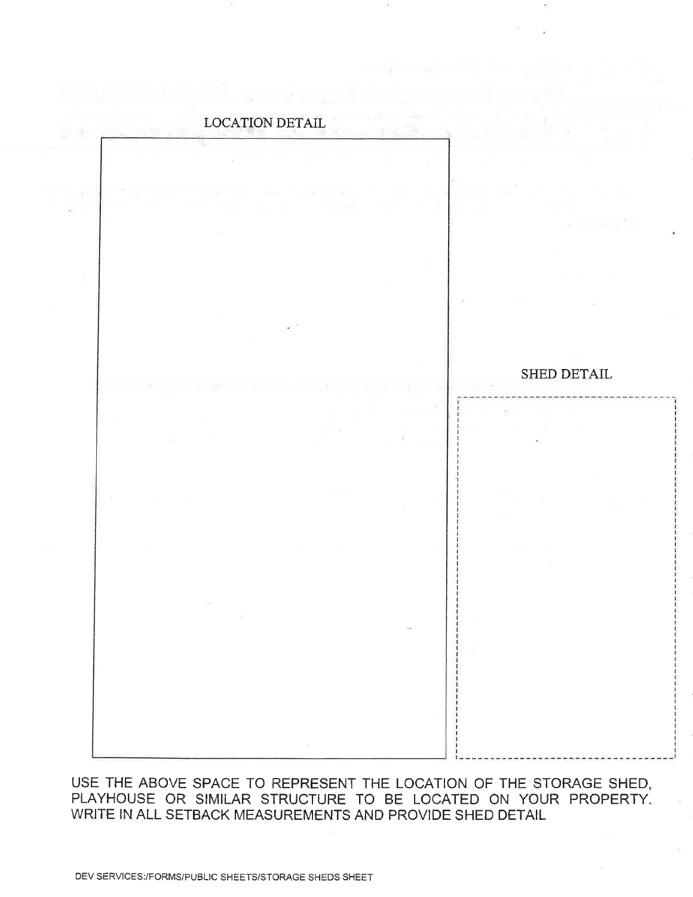LOCATION DETAIL

SHED DETAIL

USE THE ABOVE SPACE TO REPRESENT THE LOCATION OF THE STORAGE SHED, PLAYHOUSE OR SIMILAR STRUCTURE TO BE LOCATED ON YOUR PROPERTY. WRITE IN ALL SETBACK MEASUREMENTS AND PROVIDE SHED DETAIL

DEV SERVICES:/FORMS/PUBLIC SHEETS/STORAGE SHEDS SHEET